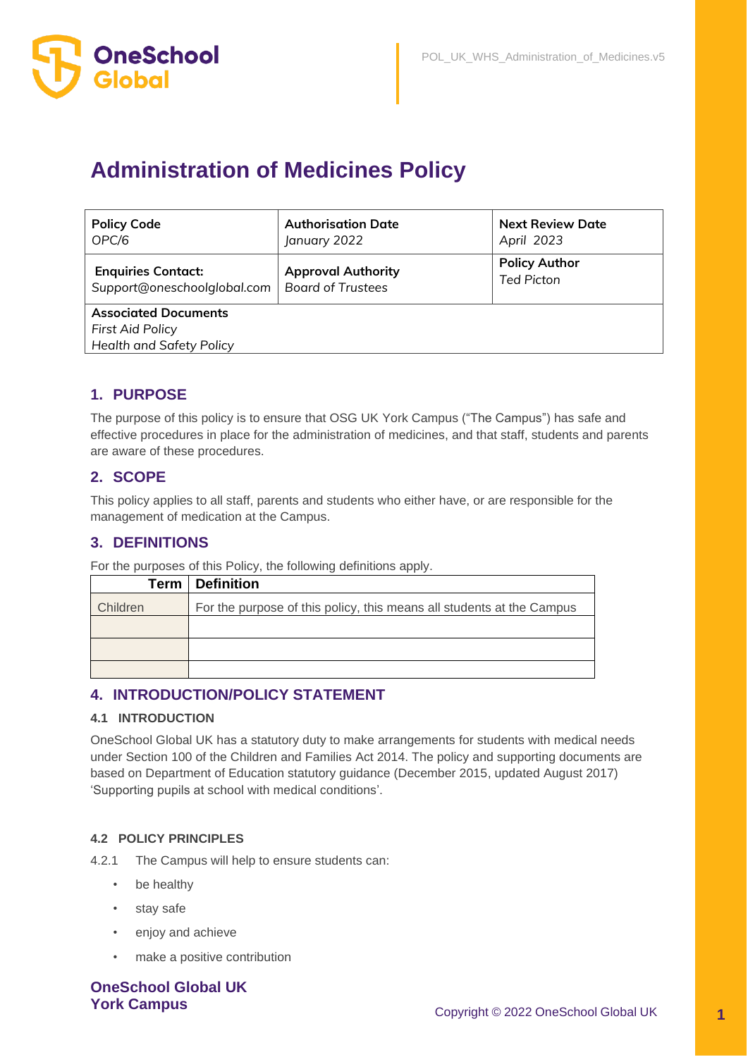# Administration of Medicines Policy

| **Policy Code**<br>*OPC/6* | **Authorisation Date**<br>*January 2022* | **Next Review Date**<br>*April 2023* |
|---|---|---|
| **Enquiries Contact:**<br>Support@oneschoolglobal.com | **Approval Authority**<br>*Board of Trustees* | **Policy Author**<br>*Ted Picton* |
| **Associated Documents**<br>*First Aid Policy*<br>*Health and Safety Policy* | | |

## 1. PURPOSE

The purpose of this policy is to ensure that OSG UK York Campus ("The Campus") has safe and effective procedures in place for the administration of medicines, and that staff, students and parents are aware of these procedures.

## 2. SCOPE

This policy applies to all staff, parents and students who either have, or are responsible for the management of medication at the Campus.

## 3. DEFINITIONS

For the purposes of this Policy, the following definitions apply.

| Term | Definition |
|---|---|
| Children | For the purpose of this policy, this means all students at the Campus |
| | |
| | |
| | |

## 4. INTRODUCTION/POLICY STATEMENT

### 4.1 INTRODUCTION

OneSchool Global UK has a statutory duty to make arrangements for students with medical needs under Section 100 of the Children and Families Act 2014. The policy and supporting documents are based on Department of Education statutory guidance (December 2015, updated August 2017) 'Supporting pupils at school with medical conditions'.

### 4.2 POLICY PRINCIPLES

4.2.1 The Campus will help to ensure students can:

- be healthy
- stay safe
- enjoy and achieve
- make a positive contribution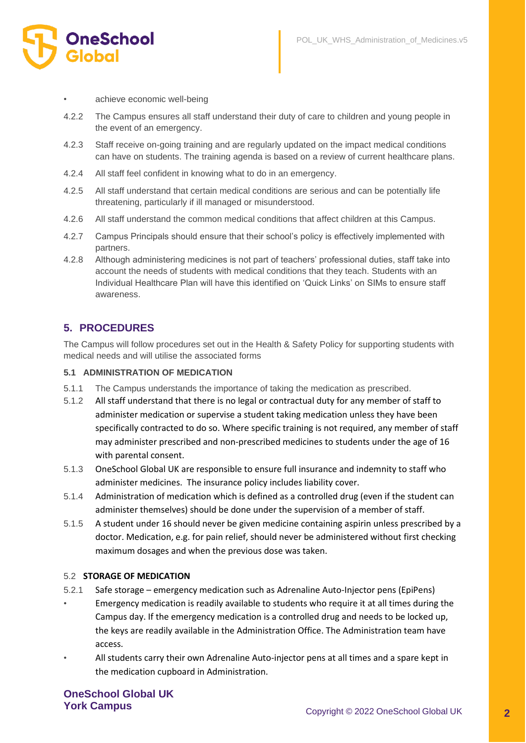- achieve economic well-being

4.2.2 The Campus ensures all staff understand their duty of care to children and young people in the event of an emergency.

4.2.3 Staff receive on-going training and are regularly updated on the impact medical conditions can have on students. The training agenda is based on a review of current healthcare plans.

4.2.4 All staff feel confident in knowing what to do in an emergency.

4.2.5 All staff understand that certain medical conditions are serious and can be potentially life threatening, particularly if ill managed or misunderstood.

4.2.6 All staff understand the common medical conditions that affect children at this Campus.

4.2.7 Campus Principals should ensure that their school's policy is effectively implemented with partners.

4.2.8 Although administering medicines is not part of teachers' professional duties, staff take into account the needs of students with medical conditions that they teach. Students with an Individual Healthcare Plan will have this identified on 'Quick Links' on SIMs to ensure staff awareness.

## 5. PROCEDURES

The Campus will follow procedures set out in the Health & Safety Policy for supporting students with medical needs and will utilise the associated forms

### 5.1 ADMINISTRATION OF MEDICATION

5.1.1 The Campus understands the importance of taking the medication as prescribed.

5.1.2 All staff understand that there is no legal or contractual duty for any member of staff to administer medication or supervise a student taking medication unless they have been specifically contracted to do so. Where specific training is not required, any member of staff may administer prescribed and non-prescribed medicines to students under the age of 16 with parental consent.

5.1.3 OneSchool Global UK are responsible to ensure full insurance and indemnity to staff who administer medicines. The insurance policy includes liability cover.

5.1.4 Administration of medication which is defined as a controlled drug (even if the student can administer themselves) should be done under the supervision of a member of staff.

5.1.5 A student under 16 should never be given medicine containing aspirin unless prescribed by a doctor. Medication, e.g. for pain relief, should never be administered without first checking maximum dosages and when the previous dose was taken.

### 5.2 STORAGE OF MEDICATION

5.2.1 Safe storage – emergency medication such as Adrenaline Auto-Injector pens (EpiPens)

- Emergency medication is readily available to students who require it at all times during the Campus day. If the emergency medication is a controlled drug and needs to be locked up, the keys are readily available in the Administration Office. The Administration team have access.
- All students carry their own Adrenaline Auto-injector pens at all times and a spare kept in the medication cupboard in Administration.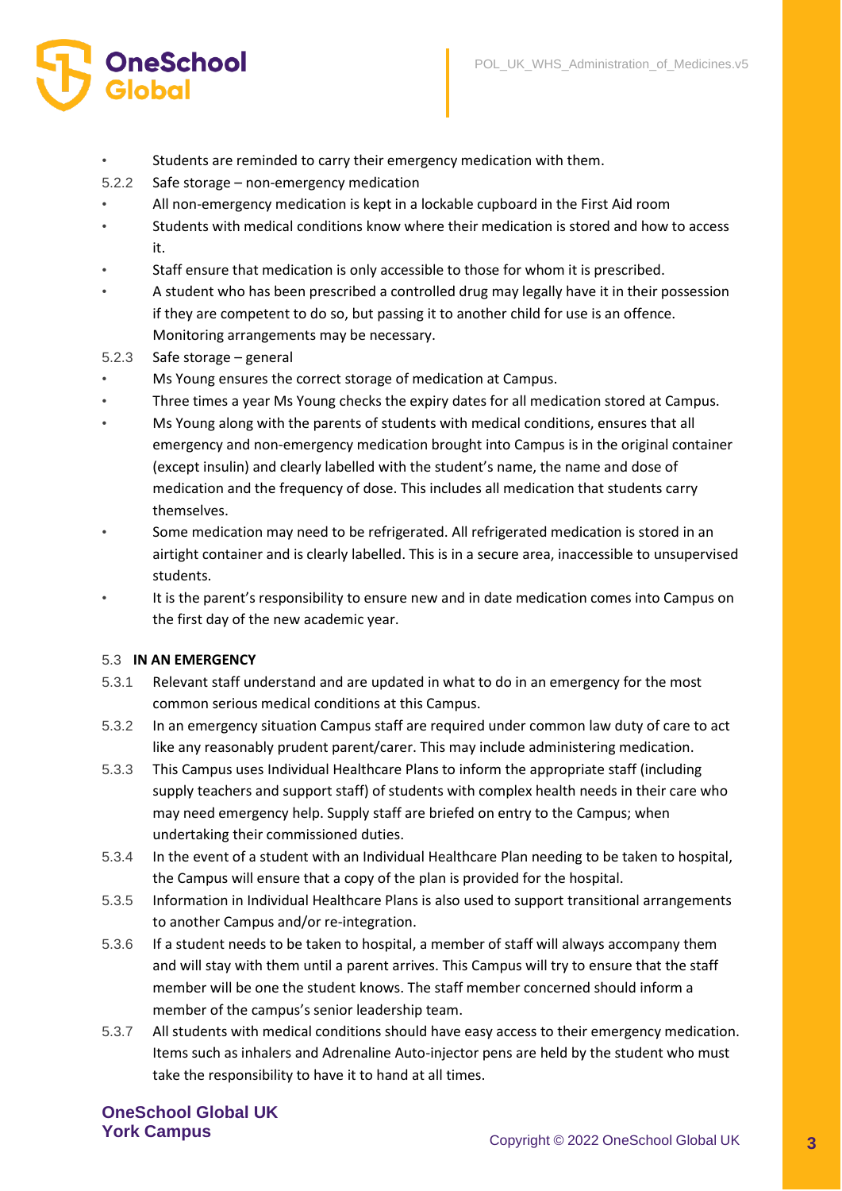- Students are reminded to carry their emergency medication with them.

5.2.2 Safe storage – non-emergency medication

- All non-emergency medication is kept in a lockable cupboard in the First Aid room
- Students with medical conditions know where their medication is stored and how to access it.
- Staff ensure that medication is only accessible to those for whom it is prescribed.
- A student who has been prescribed a controlled drug may legally have it in their possession if they are competent to do so, but passing it to another child for use is an offence. Monitoring arrangements may be necessary.

5.2.3 Safe storage – general

- Ms Young ensures the correct storage of medication at Campus.
- Three times a year Ms Young checks the expiry dates for all medication stored at Campus.
- Ms Young along with the parents of students with medical conditions, ensures that all emergency and non-emergency medication brought into Campus is in the original container (except insulin) and clearly labelled with the student's name, the name and dose of medication and the frequency of dose. This includes all medication that students carry themselves.
- Some medication may need to be refrigerated. All refrigerated medication is stored in an airtight container and is clearly labelled. This is in a secure area, inaccessible to unsupervised students.
- It is the parent's responsibility to ensure new and in date medication comes into Campus on the first day of the new academic year.

### 5.3 IN AN EMERGENCY

5.3.1 Relevant staff understand and are updated in what to do in an emergency for the most common serious medical conditions at this Campus.

5.3.2 In an emergency situation Campus staff are required under common law duty of care to act like any reasonably prudent parent/carer. This may include administering medication.

5.3.3 This Campus uses Individual Healthcare Plans to inform the appropriate staff (including supply teachers and support staff) of students with complex health needs in their care who may need emergency help. Supply staff are briefed on entry to the Campus; when undertaking their commissioned duties.

5.3.4 In the event of a student with an Individual Healthcare Plan needing to be taken to hospital, the Campus will ensure that a copy of the plan is provided for the hospital.

5.3.5 Information in Individual Healthcare Plans is also used to support transitional arrangements to another Campus and/or re-integration.

5.3.6 If a student needs to be taken to hospital, a member of staff will always accompany them and will stay with them until a parent arrives. This Campus will try to ensure that the staff member will be one the student knows. The staff member concerned should inform a member of the campus's senior leadership team.

5.3.7 All students with medical conditions should have easy access to their emergency medication. Items such as inhalers and Adrenaline Auto-injector pens are held by the student who must take the responsibility to have it to hand at all times.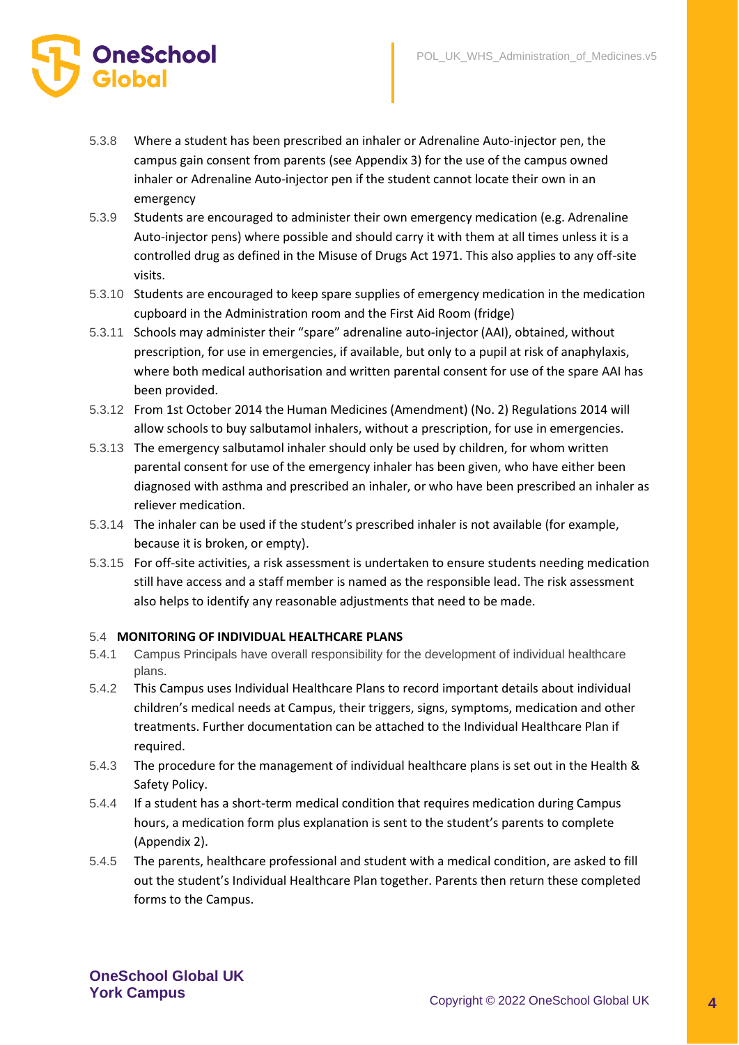5.3.8 Where a student has been prescribed an inhaler or Adrenaline Auto-injector pen, the campus gain consent from parents (see Appendix 3) for the use of the campus owned inhaler or Adrenaline Auto-injector pen if the student cannot locate their own in an emergency

5.3.9 Students are encouraged to administer their own emergency medication (e.g. Adrenaline Auto-injector pens) where possible and should carry it with them at all times unless it is a controlled drug as defined in the Misuse of Drugs Act 1971. This also applies to any off-site visits.

5.3.10 Students are encouraged to keep spare supplies of emergency medication in the medication cupboard in the Administration room and the First Aid Room (fridge)

5.3.11 Schools may administer their "spare" adrenaline auto-injector (AAI), obtained, without prescription, for use in emergencies, if available, but only to a pupil at risk of anaphylaxis, where both medical authorisation and written parental consent for use of the spare AAI has been provided.

5.3.12 From 1st October 2014 the Human Medicines (Amendment) (No. 2) Regulations 2014 will allow schools to buy salbutamol inhalers, without a prescription, for use in emergencies.

5.3.13 The emergency salbutamol inhaler should only be used by children, for whom written parental consent for use of the emergency inhaler has been given, who have either been diagnosed with asthma and prescribed an inhaler, or who have been prescribed an inhaler as reliever medication.

5.3.14 The inhaler can be used if the student's prescribed inhaler is not available (for example, because it is broken, or empty).

5.3.15 For off-site activities, a risk assessment is undertaken to ensure students needing medication still have access and a staff member is named as the responsible lead. The risk assessment also helps to identify any reasonable adjustments that need to be made.

### 5.4 MONITORING OF INDIVIDUAL HEALTHCARE PLANS

5.4.1 Campus Principals have overall responsibility for the development of individual healthcare plans.

5.4.2 This Campus uses Individual Healthcare Plans to record important details about individual children's medical needs at Campus, their triggers, signs, symptoms, medication and other treatments. Further documentation can be attached to the Individual Healthcare Plan if required.

5.4.3 The procedure for the management of individual healthcare plans is set out in the Health & Safety Policy.

5.4.4 If a student has a short-term medical condition that requires medication during Campus hours, a medication form plus explanation is sent to the student's parents to complete (Appendix 2).

5.4.5 The parents, healthcare professional and student with a medical condition, are asked to fill out the student's Individual Healthcare Plan together. Parents then return these completed forms to the Campus.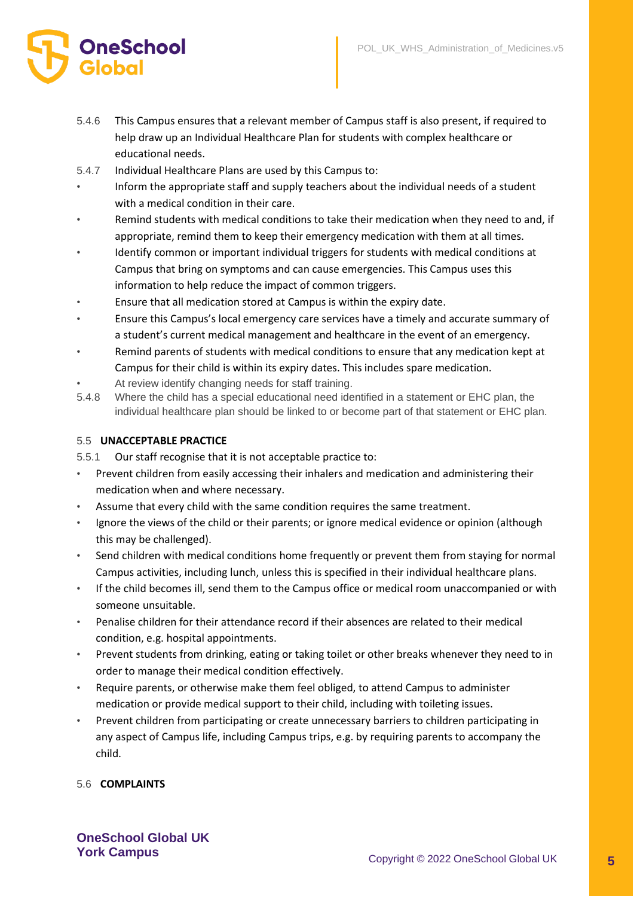5.4.6 This Campus ensures that a relevant member of Campus staff is also present, if required to help draw up an Individual Healthcare Plan for students with complex healthcare or educational needs.

5.4.7 Individual Healthcare Plans are used by this Campus to:

- Inform the appropriate staff and supply teachers about the individual needs of a student with a medical condition in their care.
- Remind students with medical conditions to take their medication when they need to and, if appropriate, remind them to keep their emergency medication with them at all times.
- Identify common or important individual triggers for students with medical conditions at Campus that bring on symptoms and can cause emergencies. This Campus uses this information to help reduce the impact of common triggers.
- Ensure that all medication stored at Campus is within the expiry date.
- Ensure this Campus's local emergency care services have a timely and accurate summary of a student's current medical management and healthcare in the event of an emergency.
- Remind parents of students with medical conditions to ensure that any medication kept at Campus for their child is within its expiry dates. This includes spare medication.
- At review identify changing needs for staff training.

5.4.8 Where the child has a special educational need identified in a statement or EHC plan, the individual healthcare plan should be linked to or become part of that statement or EHC plan.

### 5.5 UNACCEPTABLE PRACTICE

5.5.1 Our staff recognise that it is not acceptable practice to:

- Prevent children from easily accessing their inhalers and medication and administering their medication when and where necessary.
- Assume that every child with the same condition requires the same treatment.
- Ignore the views of the child or their parents; or ignore medical evidence or opinion (although this may be challenged).
- Send children with medical conditions home frequently or prevent them from staying for normal Campus activities, including lunch, unless this is specified in their individual healthcare plans.
- If the child becomes ill, send them to the Campus office or medical room unaccompanied or with someone unsuitable.
- Penalise children for their attendance record if their absences are related to their medical condition, e.g. hospital appointments.
- Prevent students from drinking, eating or taking toilet or other breaks whenever they need to in order to manage their medical condition effectively.
- Require parents, or otherwise make them feel obliged, to attend Campus to administer medication or provide medical support to their child, including with toileting issues.
- Prevent children from participating or create unnecessary barriers to children participating in any aspect of Campus life, including Campus trips, e.g. by requiring parents to accompany the child.

### 5.6 COMPLAINTS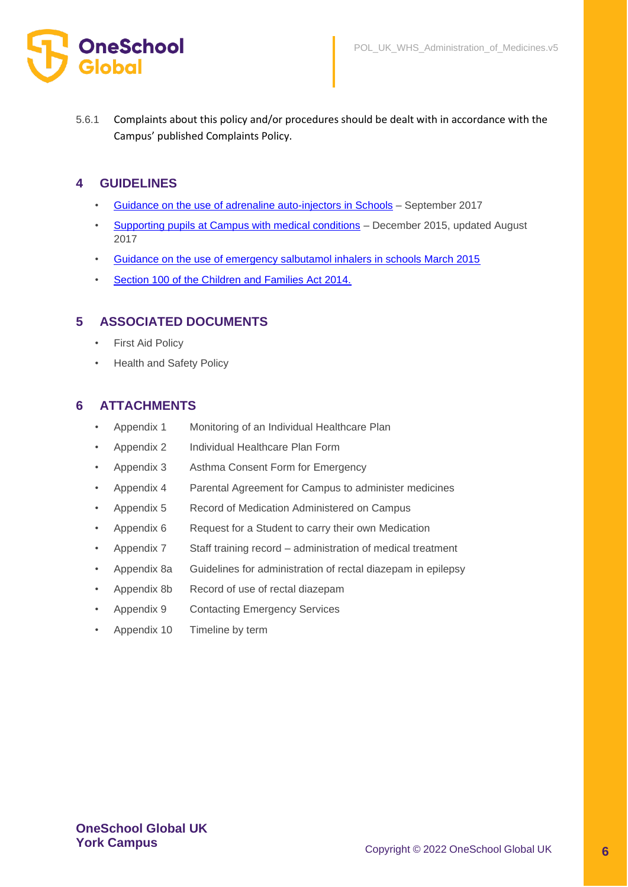5.6.1 Complaints about this policy and/or procedures should be dealt with in accordance with the Campus' published Complaints Policy.

## 4 GUIDELINES

- Guidance on the use of adrenaline auto-injectors in Schools – September 2017
- Supporting pupils at Campus with medical conditions – December 2015, updated August 2017
- Guidance on the use of emergency salbutamol inhalers in schools March 2015
- Section 100 of the Children and Families Act 2014.

## 5 ASSOCIATED DOCUMENTS

- First Aid Policy
- Health and Safety Policy

## 6 ATTACHMENTS

- Appendix 1 Monitoring of an Individual Healthcare Plan
- Appendix 2 Individual Healthcare Plan Form
- Appendix 3 Asthma Consent Form for Emergency
- Appendix 4 Parental Agreement for Campus to administer medicines
- Appendix 5 Record of Medication Administered on Campus
- Appendix 6 Request for a Student to carry their own Medication
- Appendix 7 Staff training record – administration of medical treatment
- Appendix 8a Guidelines for administration of rectal diazepam in epilepsy
- Appendix 8b Record of use of rectal diazepam
- Appendix 9 Contacting Emergency Services
- Appendix 10 Timeline by term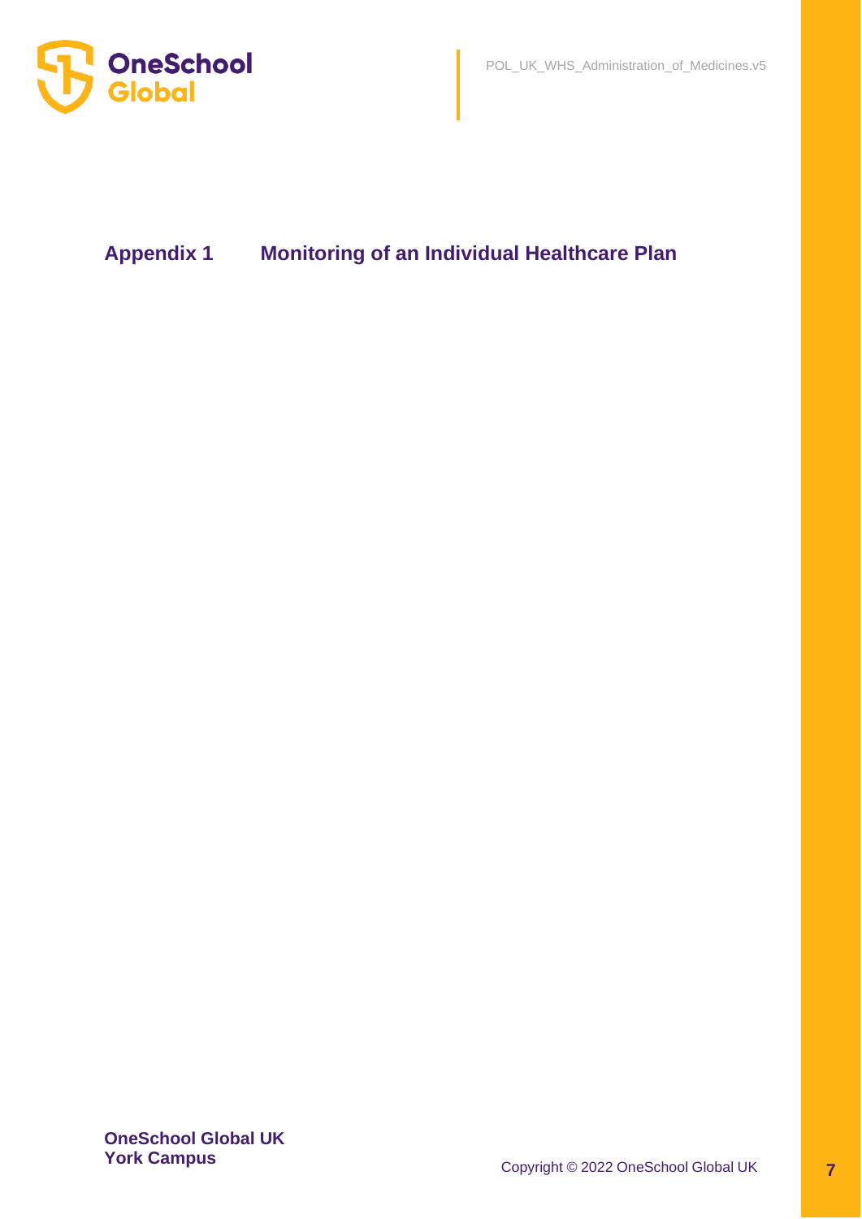## Appendix 1 Monitoring of an Individual Healthcare Plan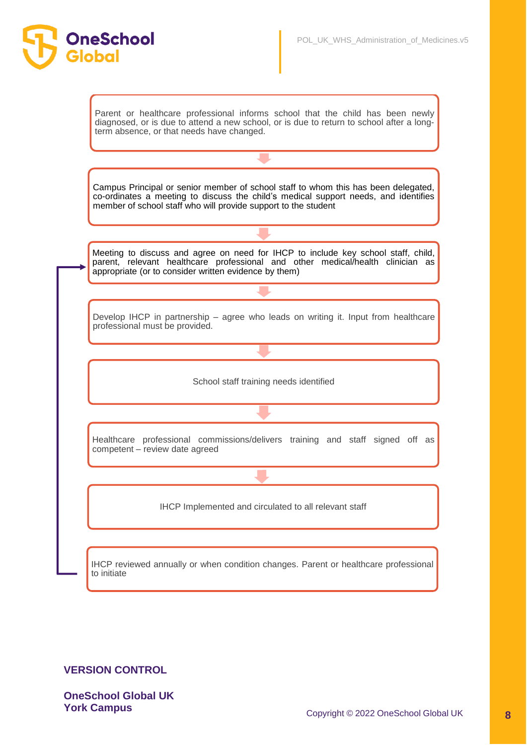Parent or healthcare professional informs school that the child has been newly diagnosed, or is due to attend a new school, or is due to return to school after a long-term absence, or that needs have changed.

↓

Campus Principal or senior member of school staff to whom this has been delegated, co-ordinates a meeting to discuss the child's medical support needs, and identifies member of school staff who will provide support to the student

↓

Meeting to discuss and agree on need for IHCP to include key school staff, child, parent, relevant healthcare professional and other medical/health clinician as appropriate (or to consider written evidence by them)

↓

Develop IHCP in partnership – agree who leads on writing it. Input from healthcare professional must be provided.

↓

School staff training needs identified

↓

Healthcare professional commissions/delivers training and staff signed off as competent – review date agreed

↓

IHCP Implemented and circulated to all relevant staff

IHCP reviewed annually or when condition changes. Parent or healthcare professional to initiate

(returns to: Meeting to discuss and agree on need for IHCP)

**VERSION CONTROL**

**OneSchool Global UK**
**York Campus**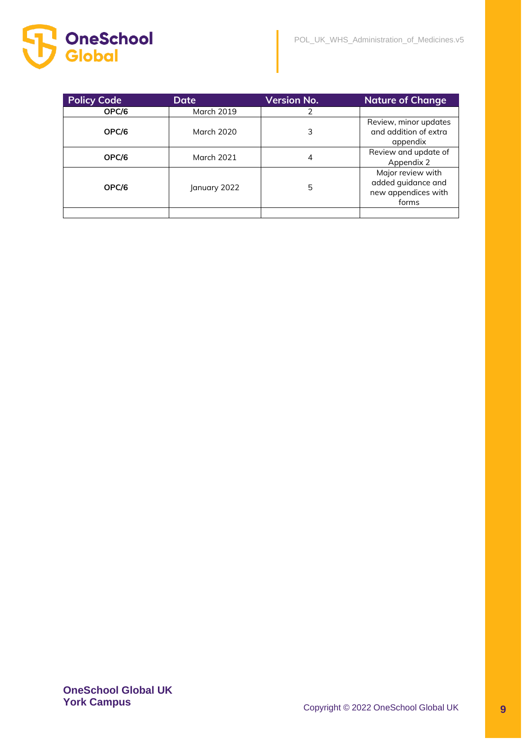| Policy Code | Date | Version No. | Nature of Change |
|---|---|---|---|
| **OPC/6** | March 2019 | 2 | |
| **OPC/6** | March 2020 | 3 | Review, minor updates and addition of extra appendix |
| **OPC/6** | March 2021 | 4 | Review and update of Appendix 2 |
| **OPC/6** | January 2022 | 5 | Major review with added guidance and new appendices with forms |
| | | | |